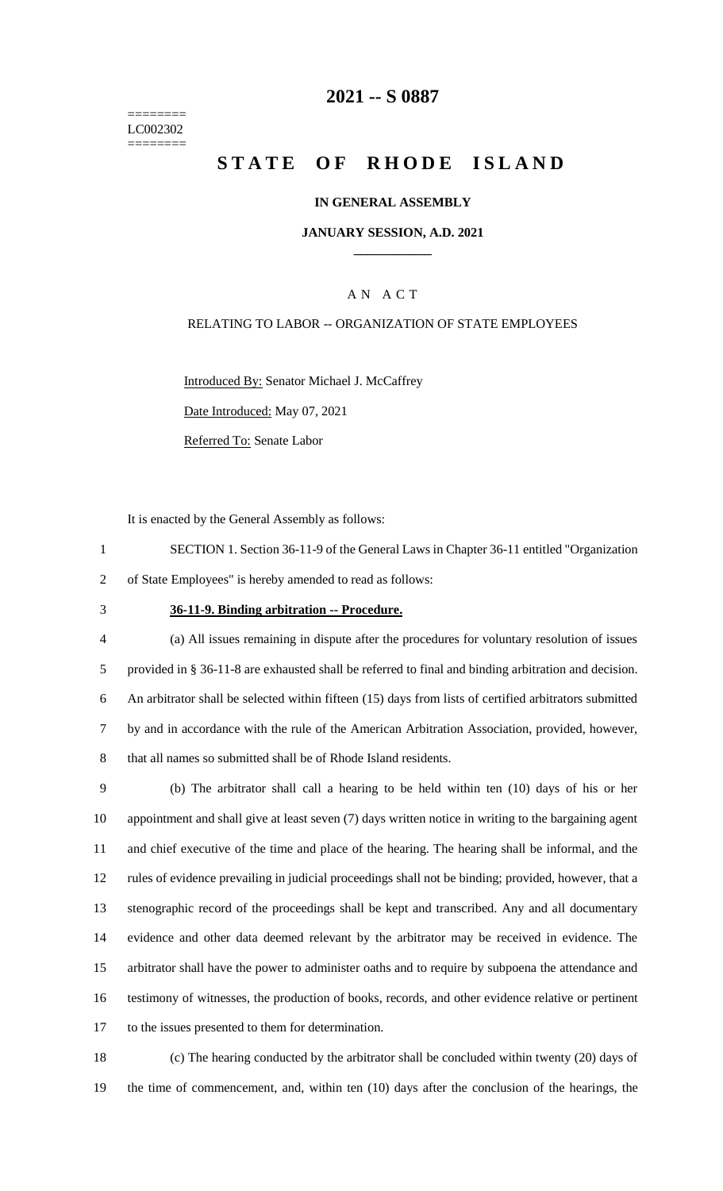========
LC002302
========

# 2021 -- S 0887

# STATE OF RHODE ISLAND

## IN GENERAL ASSEMBLY

## JANUARY SESSION, A.D. 2021

## AN ACT

RELATING TO LABOR -- ORGANIZATION OF STATE EMPLOYEES

Introduced By: Senator Michael J. McCaffrey

Date Introduced: May 07, 2021

Referred To: Senate Labor

It is enacted by the General Assembly as follows:

1 SECTION 1. Section 36-11-9 of the General Laws in Chapter 36-11 entitled "Organization
2 of State Employees" is hereby amended to read as follows:

3 **36-11-9. Binding arbitration -- Procedure.**

4 (a) All issues remaining in dispute after the procedures for voluntary resolution of issues
5 provided in § 36-11-8 are exhausted shall be referred to final and binding arbitration and decision.
6 An arbitrator shall be selected within fifteen (15) days from lists of certified arbitrators submitted
7 by and in accordance with the rule of the American Arbitration Association, provided, however,
8 that all names so submitted shall be of Rhode Island residents.

9 (b) The arbitrator shall call a hearing to be held within ten (10) days of his or her
10 appointment and shall give at least seven (7) days written notice in writing to the bargaining agent
11 and chief executive of the time and place of the hearing. The hearing shall be informal, and the
12 rules of evidence prevailing in judicial proceedings shall not be binding; provided, however, that a
13 stenographic record of the proceedings shall be kept and transcribed. Any and all documentary
14 evidence and other data deemed relevant by the arbitrator may be received in evidence. The
15 arbitrator shall have the power to administer oaths and to require by subpoena the attendance and
16 testimony of witnesses, the production of books, records, and other evidence relative or pertinent
17 to the issues presented to them for determination.

18 (c) The hearing conducted by the arbitrator shall be concluded within twenty (20) days of
19 the time of commencement, and, within ten (10) days after the conclusion of the hearings, the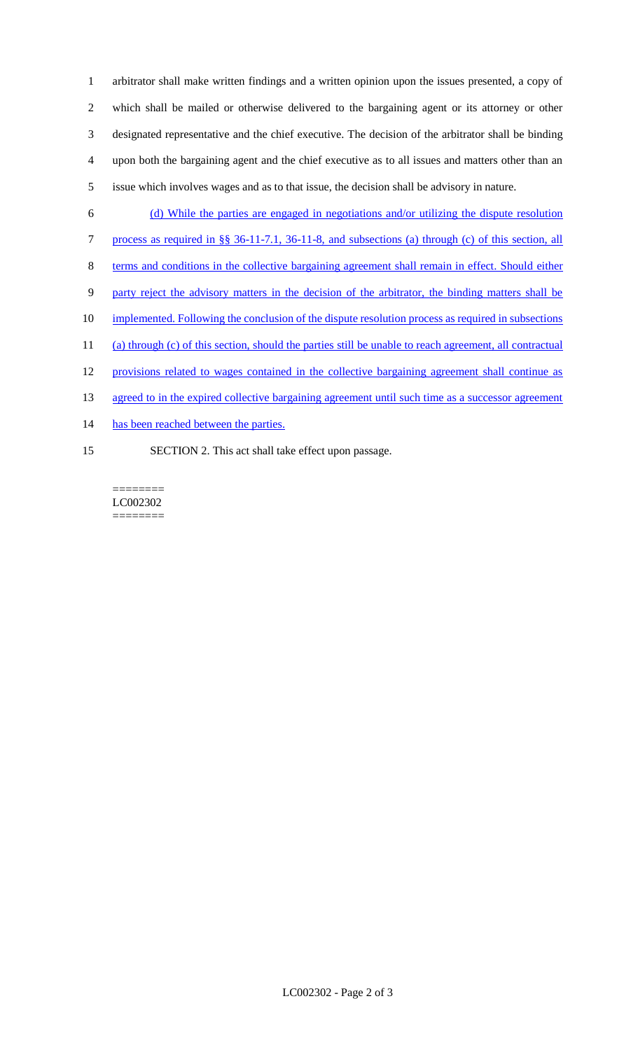arbitrator shall make written findings and a written opinion upon the issues presented, a copy of which shall be mailed or otherwise delivered to the bargaining agent or its attorney or other designated representative and the chief executive. The decision of the arbitrator shall be binding upon both the bargaining agent and the chief executive as to all issues and matters other than an issue which involves wages and as to that issue, the decision shall be advisory in nature.

(d) While the parties are engaged in negotiations and/or utilizing the dispute resolution process as required in §§ 36-11-7.1, 36-11-8, and subsections (a) through (c) of this section, all terms and conditions in the collective bargaining agreement shall remain in effect. Should either party reject the advisory matters in the decision of the arbitrator, the binding matters shall be implemented. Following the conclusion of the dispute resolution process as required in subsections (a) through (c) of this section, should the parties still be unable to reach agreement, all contractual provisions related to wages contained in the collective bargaining agreement shall continue as agreed to in the expired collective bargaining agreement until such time as a successor agreement has been reached between the parties.

SECTION 2. This act shall take effect upon passage.

========
LC002302
========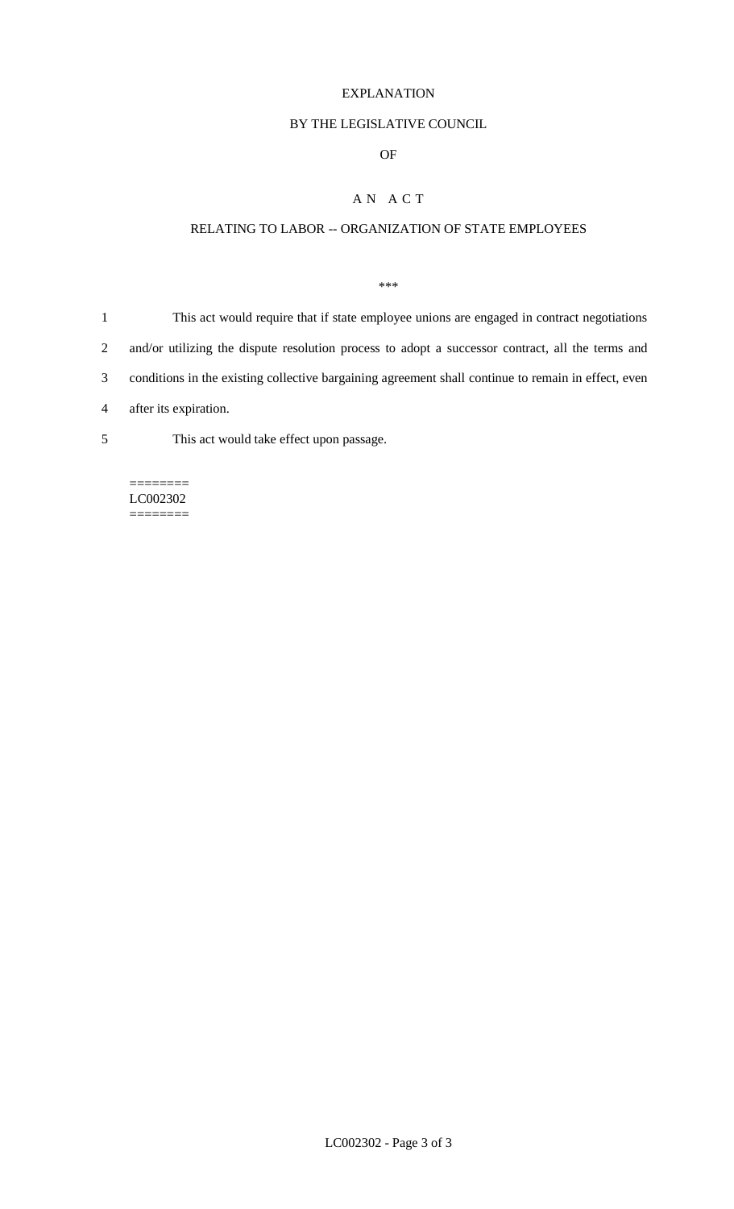EXPLANATION

BY THE LEGISLATIVE COUNCIL

OF

A N A C T

RELATING TO LABOR -- ORGANIZATION OF STATE EMPLOYEES

\*\*\*

This act would require that if state employee unions are engaged in contract negotiations and/or utilizing the dispute resolution process to adopt a successor contract, all the terms and conditions in the existing collective bargaining agreement shall continue to remain in effect, even after its expiration.

This act would take effect upon passage.

========
LC002302
========